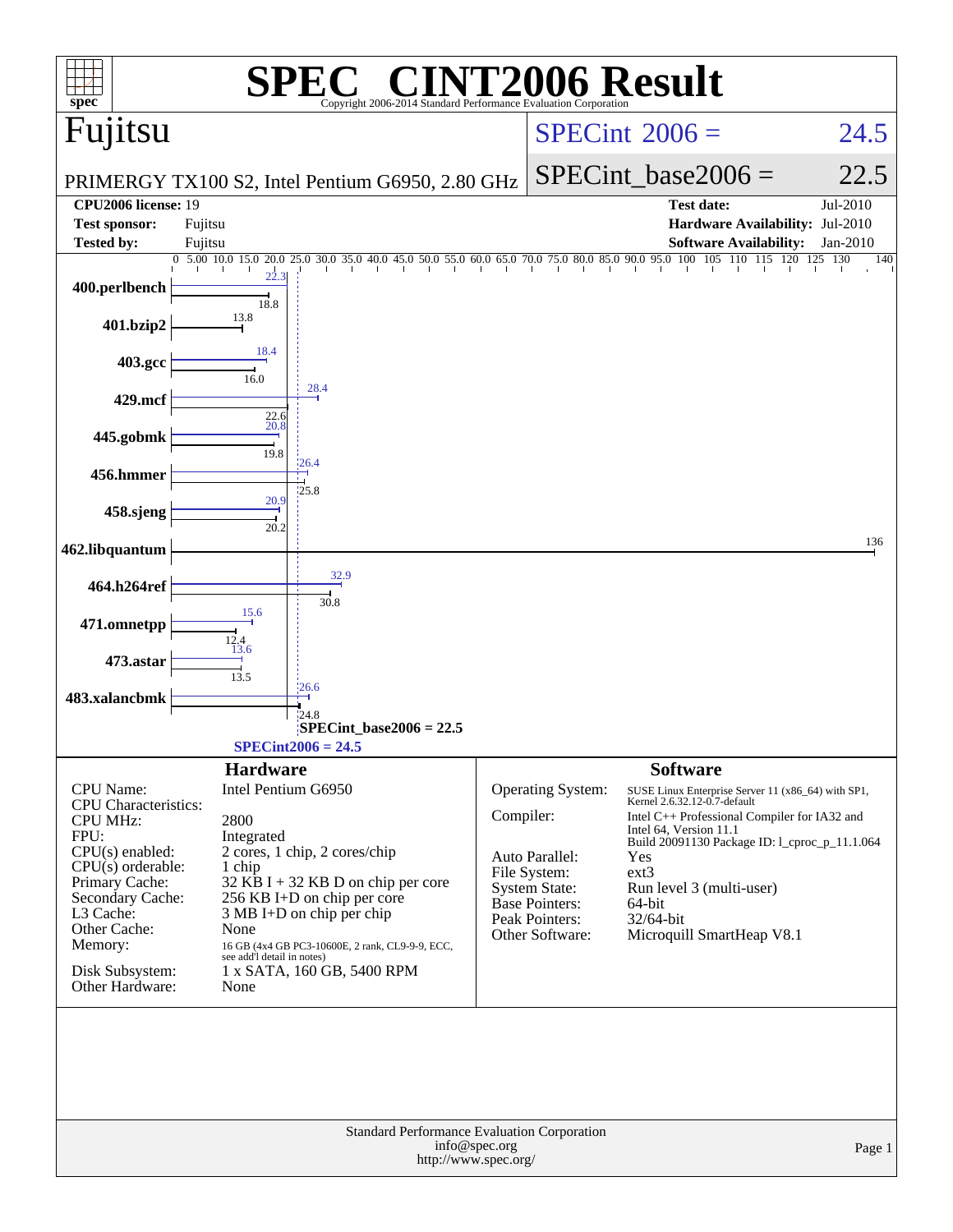# SPEC CINT2006 Result

Copyright 2006-2014 Standard Performance Evaluation Corporation

## Fujitsu

PRIMERGY TX100 S2, Intel Pentium G6950, 2.80 GHz

SPECint 2006 = 24.5

SPECint_base2006 = 22.5

| | | | |
|---|---|---|---|
| **CPU2006 license:** 19 | | **Test date:** | Jul-2010 |
| **Test sponsor:** | Fujitsu | **Hardware Availability:** | Jul-2010 |
| **Tested by:** | Fujitsu | **Software Availability:** | Jan-2010 |

| Benchmark | Peak | Base |
|---|---|---|
| 400.perlbench | 22.3 | 18.8 |
| 401.bzip2 | | 13.8 |
| 403.gcc | 18.4 | 16.0 |
| 429.mcf | 28.4 | 22.6 |
| 445.gobmk | 20.8 | 19.8 |
| 456.hmmer | 26.4 | 25.8 |
| 458.sjeng | 20.9 | 20.2 |
| 462.libquantum | | 136 |
| 464.h264ref | 32.9 | 30.8 |
| 471.omnetpp | 15.6 | 12.4 |
| 473.astar | 13.6 | 13.5 |
| 483.xalancbmk | 26.6 | 24.8 |

SPECint_base2006 = 22.5

SPECint2006 = 24.5

## Hardware

| | |
|---|---|
| CPU Name: | Intel Pentium G6950 |
| CPU Characteristics: | |
| CPU MHz: | 2800 |
| FPU: | Integrated |
| CPU(s) enabled: | 2 cores, 1 chip, 2 cores/chip |
| CPU(s) orderable: | 1 chip |
| Primary Cache: | 32 KB I + 32 KB D on chip per core |
| Secondary Cache: | 256 KB I+D on chip per core |
| L3 Cache: | 3 MB I+D on chip per chip |
| Other Cache: | None |
| Memory: | 16 GB (4x4 GB PC3-10600E, 2 rank, CL9-9-9, ECC, see add'l detail in notes) |
| Disk Subsystem: | 1 x SATA, 160 GB, 5400 RPM |
| Other Hardware: | None |

## Software

| | |
|---|---|
| Operating System: | SUSE Linux Enterprise Server 11 (x86_64) with SP1, Kernel 2.6.32.12-0.7-default |
| Compiler: | Intel C++ Professional Compiler for IA32 and Intel 64, Version 11.1 Build 20091130 Package ID: l_cproc_p_11.1.064 |
| Auto Parallel: | Yes |
| File System: | ext3 |
| System State: | Run level 3 (multi-user) |
| Base Pointers: | 64-bit |
| Peak Pointers: | 32/64-bit |
| Other Software: | Microquill SmartHeap V8.1 |

Standard Performance Evaluation Corporation
info@spec.org
http://www.spec.org/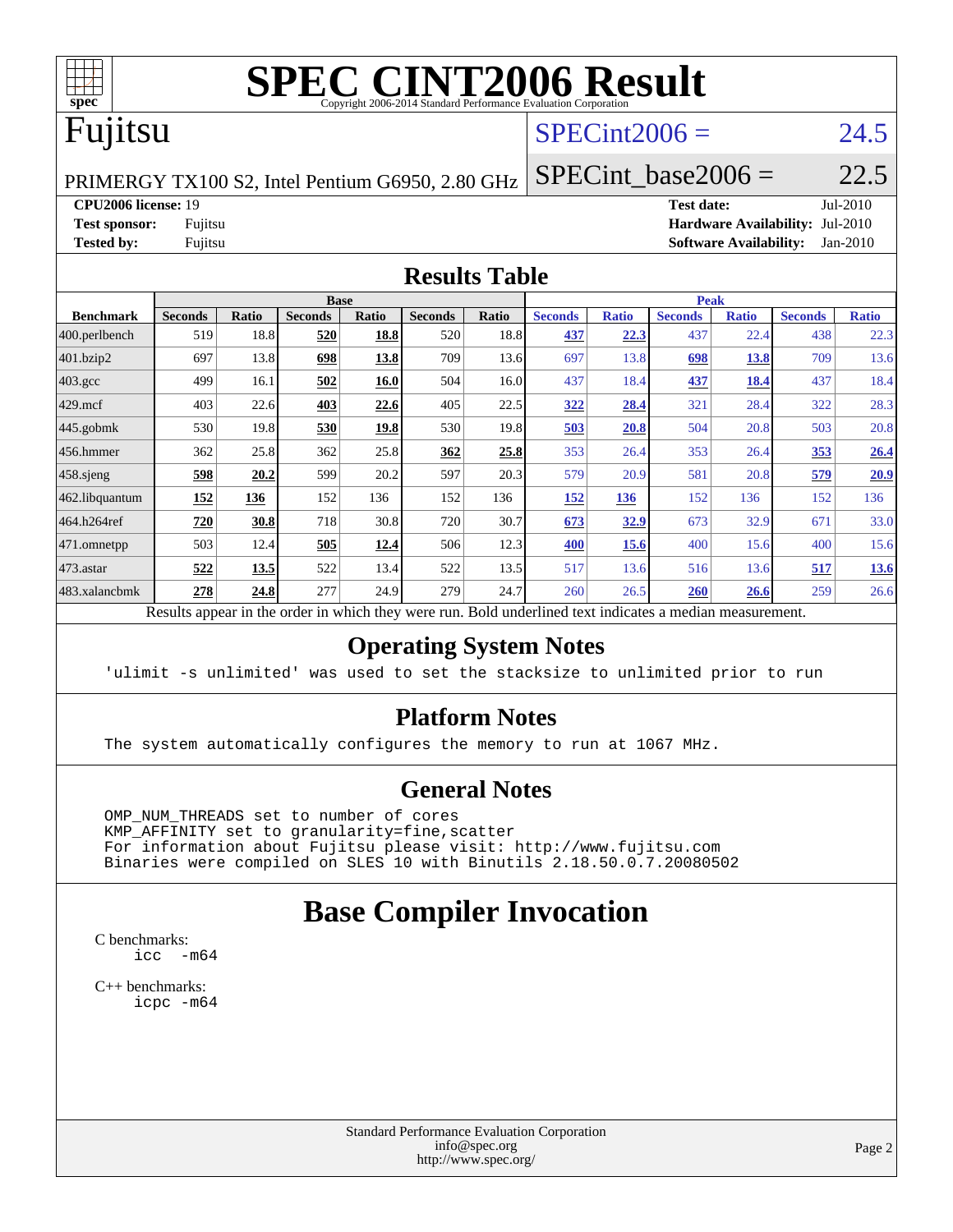# SPEC CINT2006 Result

Copyright 2006-2014 Standard Performance Evaluation Corporation

# Fujitsu

PRIMERGY TX100 S2, Intel Pentium G6950, 2.80 GHz

SPECint2006 = 24.5

SPECint_base2006 = 22.5

**CPU2006 license:** 19
**Test sponsor:** Fujitsu
**Tested by:** Fujitsu

**Test date:** Jul-2010
**Hardware Availability:** Jul-2010
**Software Availability:** Jan-2010

## Results Table

| Benchmark | Base | | | | | | Peak | | | | | |
|---|---|---|---|---|---|---|---|---|---|---|---|---|
| | Seconds | Ratio | Seconds | Ratio | Seconds | Ratio | Seconds | Ratio | Seconds | Ratio | Seconds | Ratio |
| 400.perlbench | 519 | 18.8 | **520** | **18.8** | 520 | 18.8 | **437** | **22.3** | 437 | 22.4 | 438 | 22.3 |
| 401.bzip2 | 697 | 13.8 | **698** | **13.8** | 709 | 13.6 | 697 | 13.8 | **698** | **13.8** | 709 | 13.6 |
| 403.gcc | 499 | 16.1 | **502** | **16.0** | 504 | 16.0 | 437 | 18.4 | **437** | **18.4** | 437 | 18.4 |
| 429.mcf | 403 | 22.6 | **403** | **22.6** | 405 | 22.5 | **322** | **28.4** | 321 | 28.4 | 322 | 28.3 |
| 445.gobmk | 530 | 19.8 | **530** | **19.8** | 530 | 19.8 | **503** | **20.8** | 504 | 20.8 | 503 | 20.8 |
| 456.hmmer | 362 | 25.8 | 362 | 25.8 | **362** | **25.8** | 353 | 26.4 | 353 | 26.4 | **353** | **26.4** |
| 458.sjeng | **598** | **20.2** | 599 | 20.2 | 597 | 20.3 | 579 | 20.9 | 581 | 20.8 | **579** | **20.9** |
| 462.libquantum | **152** | **136** | 152 | 136 | 152 | 136 | **152** | **136** | 152 | 136 | 152 | 136 |
| 464.h264ref | **720** | **30.8** | 718 | 30.8 | 720 | 30.7 | **673** | **32.9** | 673 | 32.9 | 671 | 33.0 |
| 471.omnetpp | 503 | 12.4 | **505** | **12.4** | 506 | 12.3 | **400** | **15.6** | 400 | 15.6 | 400 | 15.6 |
| 473.astar | **522** | **13.5** | 522 | 13.4 | 522 | 13.5 | 517 | 13.6 | 516 | 13.6 | **517** | **13.6** |
| 483.xalancbmk | **278** | **24.8** | 277 | 24.9 | 279 | 24.7 | 260 | 26.5 | **260** | **26.6** | 259 | 26.6 |

Results appear in the order in which they were run. Bold underlined text indicates a median measurement.

## Operating System Notes

'ulimit -s unlimited' was used to set the stacksize to unlimited prior to run

## Platform Notes

The system automatically configures the memory to run at 1067 MHz.

## General Notes

```
OMP_NUM_THREADS set to number of cores
KMP_AFFINITY set to granularity=fine,scatter
For information about Fujitsu please visit: http://www.fujitsu.com
Binaries were compiled on SLES 10 with Binutils 2.18.50.0.7.20080502
```

# Base Compiler Invocation

C benchmarks:
```
icc -m64
```

C++ benchmarks:
```
icpc -m64
```

Standard Performance Evaluation Corporation
info@spec.org
http://www.spec.org/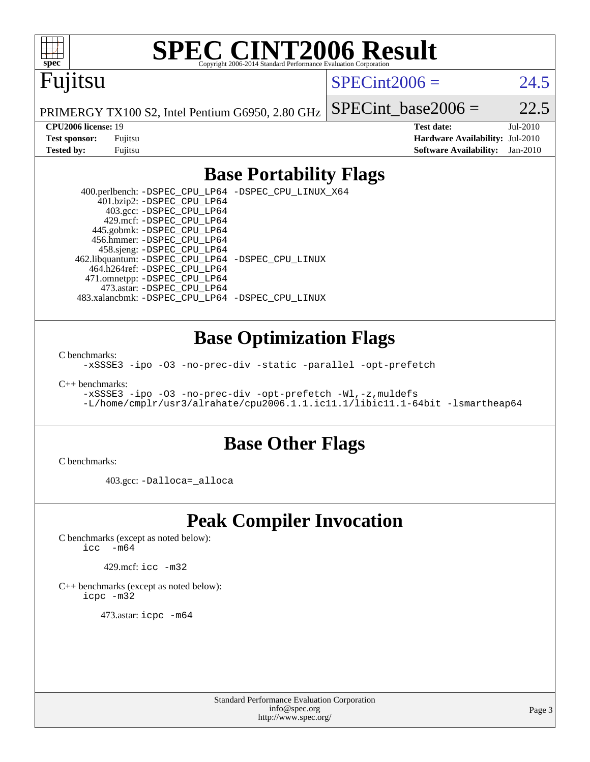# Fujitsu

PRIMERGY TX100 S2, Intel Pentium G6950, 2.80 GHz

SPECint2006 = 24.5

SPECint_base2006 = 22.5

**CPU2006 license:** 19
**Test sponsor:** Fujitsu
**Tested by:** Fujitsu

**Test date:** Jul-2010
**Hardware Availability:** Jul-2010
**Software Availability:** Jan-2010

## Base Portability Flags

400.perlbench: -DSPEC_CPU_LP64 -DSPEC_CPU_LINUX_X64
401.bzip2: -DSPEC_CPU_LP64
403.gcc: -DSPEC_CPU_LP64
429.mcf: -DSPEC_CPU_LP64
445.gobmk: -DSPEC_CPU_LP64
456.hmmer: -DSPEC_CPU_LP64
458.sjeng: -DSPEC_CPU_LP64
462.libquantum: -DSPEC_CPU_LP64 -DSPEC_CPU_LINUX
464.h264ref: -DSPEC_CPU_LP64
471.omnetpp: -DSPEC_CPU_LP64
473.astar: -DSPEC_CPU_LP64
483.xalancbmk: -DSPEC_CPU_LP64 -DSPEC_CPU_LINUX

## Base Optimization Flags

C benchmarks:
-xSSSE3 -ipo -O3 -no-prec-div -static -parallel -opt-prefetch

C++ benchmarks:
-xSSSE3 -ipo -O3 -no-prec-div -opt-prefetch -Wl,-z,muldefs
-L/home/cmplr/usr3/alrahate/cpu2006.1.1.ic11.1/libic11.1-64bit -lsmartheap64

## Base Other Flags

C benchmarks:

403.gcc: -Dalloca=_alloca

## Peak Compiler Invocation

C benchmarks (except as noted below):
icc -m64

429.mcf: icc -m32

C++ benchmarks (except as noted below):
icpc -m32

473.astar: icpc -m64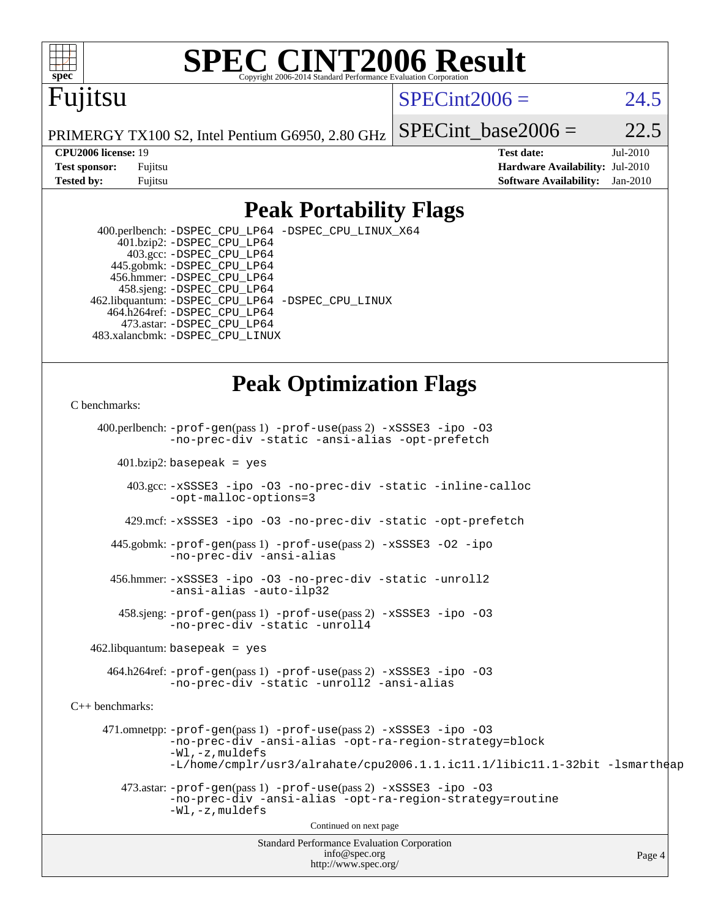# SPEC CINT2006 Result

Copyright 2006-2014 Standard Performance Evaluation Corporation

Fujitsu

PRIMERGY TX100 S2, Intel Pentium G6950, 2.80 GHz

SPECint2006 = 24.5

SPECint_base2006 = 22.5

| | | | |
|---|---|---|---|
| **CPU2006 license:** 19 | | **Test date:** | Jul-2010 |
| **Test sponsor:** | Fujitsu | **Hardware Availability:** | Jul-2010 |
| **Tested by:** | Fujitsu | **Software Availability:** | Jan-2010 |

## Peak Portability Flags

400.perlbench: -DSPEC_CPU_LP64 -DSPEC_CPU_LINUX_X64
401.bzip2: -DSPEC_CPU_LP64
403.gcc: -DSPEC_CPU_LP64
445.gobmk: -DSPEC_CPU_LP64
456.hmmer: -DSPEC_CPU_LP64
458.sjeng: -DSPEC_CPU_LP64
462.libquantum: -DSPEC_CPU_LP64 -DSPEC_CPU_LINUX
464.h264ref: -DSPEC_CPU_LP64
473.astar: -DSPEC_CPU_LP64
483.xalancbmk: -DSPEC_CPU_LINUX

## Peak Optimization Flags

C benchmarks:

400.perlbench: -prof-gen(pass 1) -prof-use(pass 2) -xSSSE3 -ipo -O3 -no-prec-div -static -ansi-alias -opt-prefetch

401.bzip2: basepeak = yes

403.gcc: -xSSSE3 -ipo -O3 -no-prec-div -static -inline-calloc -opt-malloc-options=3

429.mcf: -xSSSE3 -ipo -O3 -no-prec-div -static -opt-prefetch

445.gobmk: -prof-gen(pass 1) -prof-use(pass 2) -xSSSE3 -O2 -ipo -no-prec-div -ansi-alias

456.hmmer: -xSSSE3 -ipo -O3 -no-prec-div -static -unroll2 -ansi-alias -auto-ilp32

458.sjeng: -prof-gen(pass 1) -prof-use(pass 2) -xSSSE3 -ipo -O3 -no-prec-div -static -unroll4

462.libquantum: basepeak = yes

464.h264ref: -prof-gen(pass 1) -prof-use(pass 2) -xSSSE3 -ipo -O3 -no-prec-div -static -unroll2 -ansi-alias

C++ benchmarks:

471.omnetpp: -prof-gen(pass 1) -prof-use(pass 2) -xSSSE3 -ipo -O3 -no-prec-div -ansi-alias -opt-ra-region-strategy=block -Wl,-z,muldefs -L/home/cmplr/usr3/alrahate/cpu2006.1.1.ic11.1/libic11.1-32bit -lsmartheap

473.astar: -prof-gen(pass 1) -prof-use(pass 2) -xSSSE3 -ipo -O3 -no-prec-div -ansi-alias -opt-ra-region-strategy=routine -Wl,-z,muldefs

Continued on next page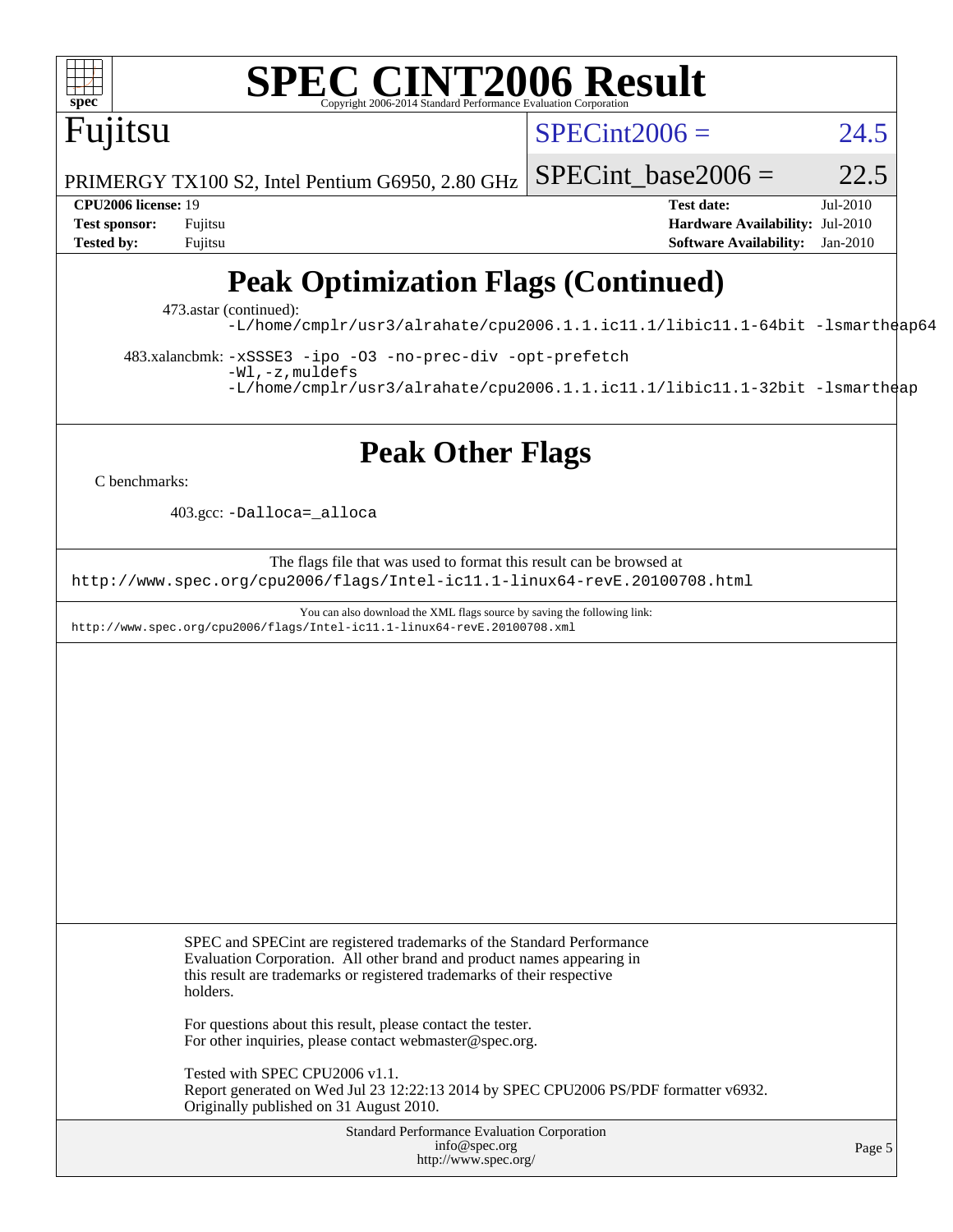# SPEC CINT2006 Result

Copyright 2006-2014 Standard Performance Evaluation Corporation

Fujitsu

PRIMERGY TX100 S2, Intel Pentium G6950, 2.80 GHz

SPECint2006 = 24.5

SPECint_base2006 = 22.5

| | | | |
|---|---|---|---|
| **CPU2006 license:** | 19 | **Test date:** | Jul-2010 |
| **Test sponsor:** | Fujitsu | **Hardware Availability:** | Jul-2010 |
| **Tested by:** | Fujitsu | **Software Availability:** | Jan-2010 |

## Peak Optimization Flags (Continued)

473.astar (continued):
-L/home/cmplr/usr3/alrahate/cpu2006.1.1.ic11.1/libic11.1-64bit -lsmartheap64

483.xalancbmk: -xSSSE3 -ipo -O3 -no-prec-div -opt-prefetch
-Wl,-z,muldefs
-L/home/cmplr/usr3/alrahate/cpu2006.1.1.ic11.1/libic11.1-32bit -lsmartheap

## Peak Other Flags

C benchmarks:

403.gcc: -Dalloca=_alloca

The flags file that was used to format this result can be browsed at
http://www.spec.org/cpu2006/flags/Intel-ic11.1-linux64-revE.20100708.html

You can also download the XML flags source by saving the following link:
http://www.spec.org/cpu2006/flags/Intel-ic11.1-linux64-revE.20100708.xml

SPEC and SPECint are registered trademarks of the Standard Performance Evaluation Corporation. All other brand and product names appearing in this result are trademarks or registered trademarks of their respective holders.

For questions about this result, please contact the tester.
For other inquiries, please contact webmaster@spec.org.

Tested with SPEC CPU2006 v1.1.
Report generated on Wed Jul 23 12:22:13 2014 by SPEC CPU2006 PS/PDF formatter v6932.
Originally published on 31 August 2010.

Standard Performance Evaluation Corporation
info@spec.org
http://www.spec.org/